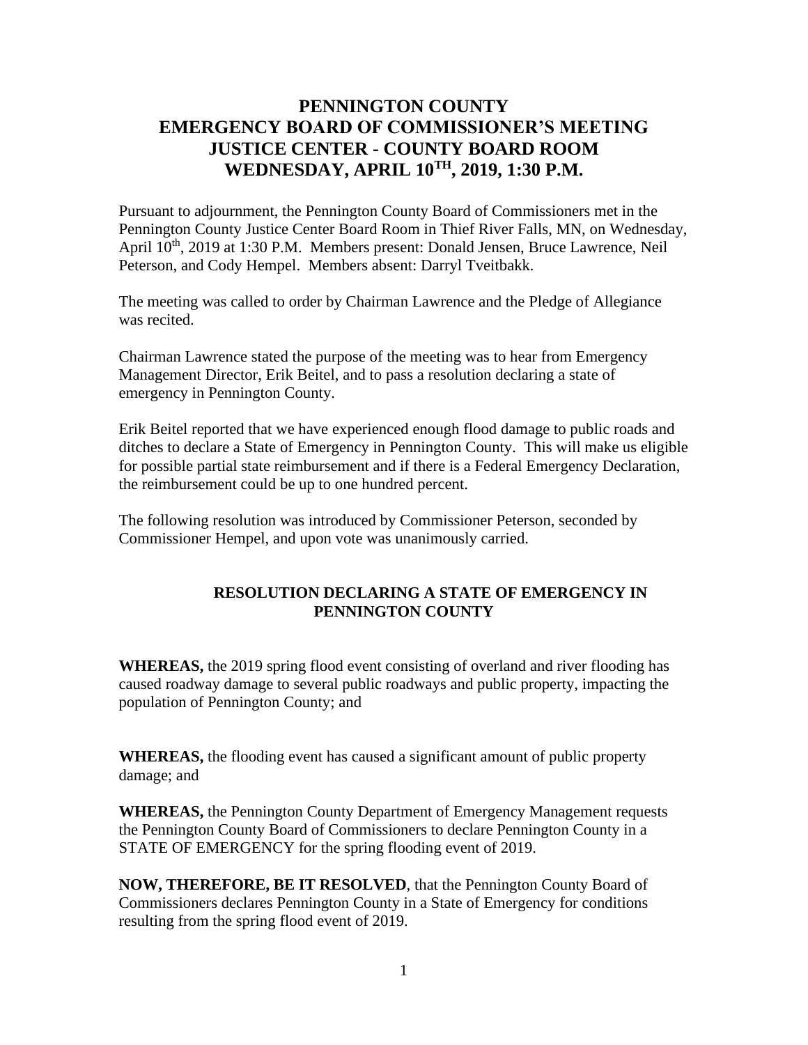# PENNINGTON COUNTY
# EMERGENCY BOARD OF COMMISSIONER'S MEETING
# JUSTICE CENTER - COUNTY BOARD ROOM
# WEDNESDAY, APRIL 10TH, 2019, 1:30 P.M.

Pursuant to adjournment, the Pennington County Board of Commissioners met in the Pennington County Justice Center Board Room in Thief River Falls, MN, on Wednesday, April 10th, 2019 at 1:30 P.M. Members present: Donald Jensen, Bruce Lawrence, Neil Peterson, and Cody Hempel. Members absent: Darryl Tveitbakk.

The meeting was called to order by Chairman Lawrence and the Pledge of Allegiance was recited.

Chairman Lawrence stated the purpose of the meeting was to hear from Emergency Management Director, Erik Beitel, and to pass a resolution declaring a state of emergency in Pennington County.

Erik Beitel reported that we have experienced enough flood damage to public roads and ditches to declare a State of Emergency in Pennington County. This will make us eligible for possible partial state reimbursement and if there is a Federal Emergency Declaration, the reimbursement could be up to one hundred percent.

The following resolution was introduced by Commissioner Peterson, seconded by Commissioner Hempel, and upon vote was unanimously carried.

## RESOLUTION DECLARING A STATE OF EMERGENCY IN PENNINGTON COUNTY

**WHEREAS,** the 2019 spring flood event consisting of overland and river flooding has caused roadway damage to several public roadways and public property, impacting the population of Pennington County; and

**WHEREAS,** the flooding event has caused a significant amount of public property damage; and

**WHEREAS,** the Pennington County Department of Emergency Management requests the Pennington County Board of Commissioners to declare Pennington County in a STATE OF EMERGENCY for the spring flooding event of 2019.

**NOW, THEREFORE, BE IT RESOLVED**, that the Pennington County Board of Commissioners declares Pennington County in a State of Emergency for conditions resulting from the spring flood event of 2019.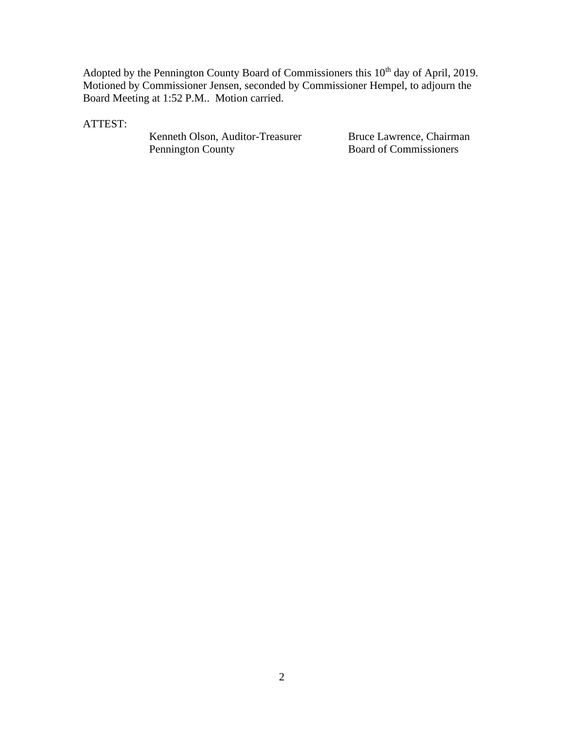Adopted by the Pennington County Board of Commissioners this 10th day of April, 2019. Motioned by Commissioner Jensen, seconded by Commissioner Hempel, to adjourn the Board Meeting at 1:52 P.M.. Motion carried.

ATTEST:

| | |
|---|---|
| Kenneth Olson, Auditor-Treasurer | Bruce Lawrence, Chairman |
| Pennington County | Board of Commissioners |